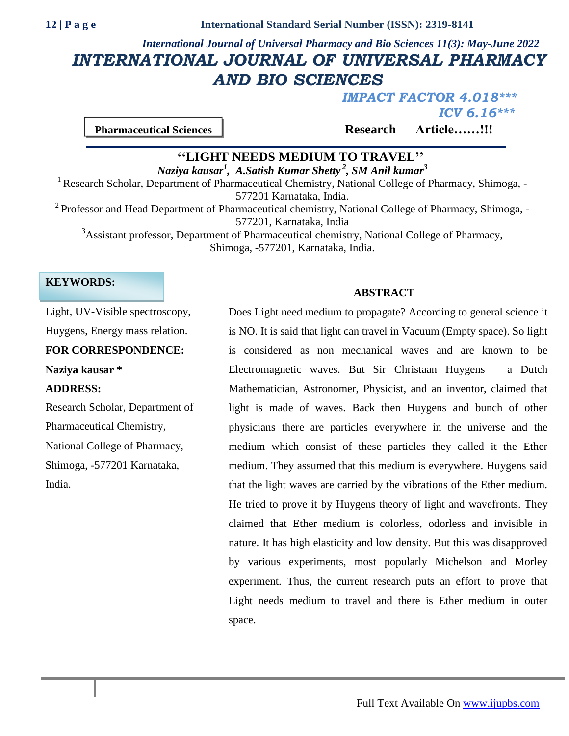# INTERNATIONAL JOURNAL OF UNIVERSAL PHARMACY AND BIO SCIENCES

*IMPACT FACTOR 4.018****

*ICV 6.16****

**Pharmaceutical Sciences** **Research Article……!!!**

## ''LIGHT NEEDS MEDIUM TO TRAVEL''

***Naziya kausar[1], A.Satish Kumar Shetty[2], SM Anil kumar[3]***

[1] Research Scholar, Department of Pharmaceutical Chemistry, National College of Pharmacy, Shimoga, -577201 Karnataka, India.

[2] Professor and Head Department of Pharmaceutical chemistry, National College of Pharmacy, Shimoga, -577201, Karnataka, India

[3] Assistant professor, Department of Pharmaceutical chemistry, National College of Pharmacy, Shimoga, -577201, Karnataka, India.

**KEYWORDS:**

Light, UV-Visible spectroscopy, Huygens, Energy mass relation.

**FOR CORRESPONDENCE:**

**Naziya kausar ***

**ADDRESS:**

Research Scholar, Department of Pharmaceutical Chemistry, National College of Pharmacy, Shimoga, -577201 Karnataka, India.

### ABSTRACT

Does Light need medium to propagate? According to general science it is NO. It is said that light can travel in Vacuum (Empty space). So light is considered as non mechanical waves and are known to be Electromagnetic waves. But Sir Christaan Huygens – a Dutch Mathematician, Astronomer, Physicist, and an inventor, claimed that light is made of waves. Back then Huygens and bunch of other physicians there are particles everywhere in the universe and the medium which consist of these particles they called it the Ether medium. They assumed that this medium is everywhere. Huygens said that the light waves are carried by the vibrations of the Ether medium. He tried to prove it by Huygens theory of light and wavefronts. They claimed that Ether medium is colorless, odorless and invisible in nature. It has high elasticity and low density. But this was disapproved by various experiments, most popularly Michelson and Morley experiment. Thus, the current research puts an effort to prove that Light needs medium to travel and there is Ether medium in outer space.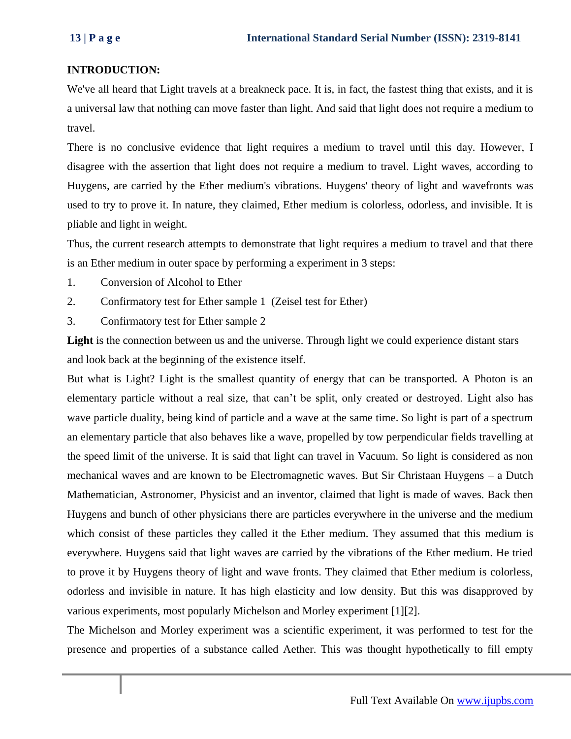**INTRODUCTION:**

We've all heard that Light travels at a breakneck pace. It is, in fact, the fastest thing that exists, and it is a universal law that nothing can move faster than light. And said that light does not require a medium to travel.

There is no conclusive evidence that light requires a medium to travel until this day. However, I disagree with the assertion that light does not require a medium to travel. Light waves, according to Huygens, are carried by the Ether medium's vibrations. Huygens' theory of light and wavefronts was used to try to prove it. In nature, they claimed, Ether medium is colorless, odorless, and invisible. It is pliable and light in weight.

Thus, the current research attempts to demonstrate that light requires a medium to travel and that there is an Ether medium in outer space by performing a experiment in 3 steps:

1. Conversion of Alcohol to Ether
2. Confirmatory test for Ether sample 1 (Zeisel test for Ether)
3. Confirmatory test for Ether sample 2

**Light** is the connection between us and the universe. Through light we could experience distant stars and look back at the beginning of the existence itself.

But what is Light? Light is the smallest quantity of energy that can be transported. A Photon is an elementary particle without a real size, that can't be split, only created or destroyed. Light also has wave particle duality, being kind of particle and a wave at the same time. So light is part of a spectrum an elementary particle that also behaves like a wave, propelled by tow perpendicular fields travelling at the speed limit of the universe. It is said that light can travel in Vacuum. So light is considered as non mechanical waves and are known to be Electromagnetic waves. But Sir Christaan Huygens – a Dutch Mathematician, Astronomer, Physicist and an inventor, claimed that light is made of waves. Back then Huygens and bunch of other physicians there are particles everywhere in the universe and the medium which consist of these particles they called it the Ether medium. They assumed that this medium is everywhere. Huygens said that light waves are carried by the vibrations of the Ether medium. He tried to prove it by Huygens theory of light and wave fronts. They claimed that Ether medium is colorless, odorless and invisible in nature. It has high elasticity and low density. But this was disapproved by various experiments, most popularly Michelson and Morley experiment [1][2].

The Michelson and Morley experiment was a scientific experiment, it was performed to test for the presence and properties of a substance called Aether. This was thought hypothetically to fill empty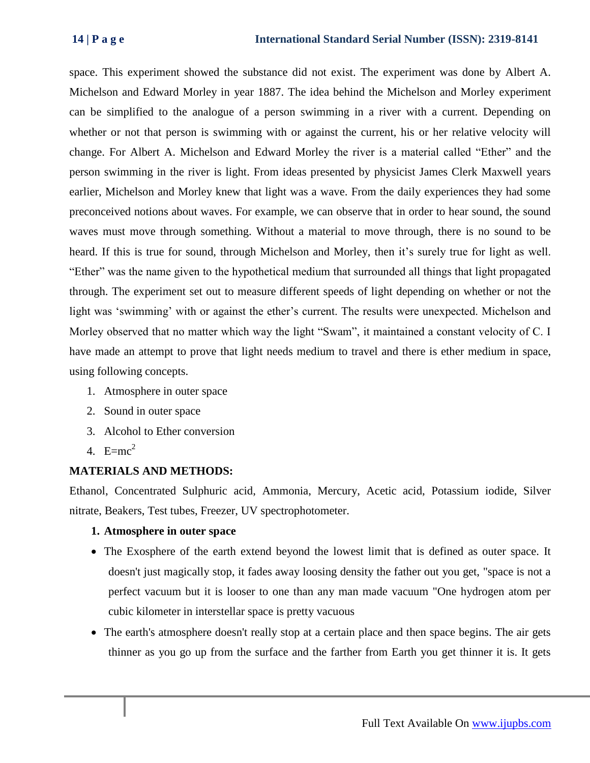space. This experiment showed the substance did not exist. The experiment was done by Albert A. Michelson and Edward Morley in year 1887. The idea behind the Michelson and Morley experiment can be simplified to the analogue of a person swimming in a river with a current. Depending on whether or not that person is swimming with or against the current, his or her relative velocity will change. For Albert A. Michelson and Edward Morley the river is a material called "Ether" and the person swimming in the river is light. From ideas presented by physicist James Clerk Maxwell years earlier, Michelson and Morley knew that light was a wave. From the daily experiences they had some preconceived notions about waves. For example, we can observe that in order to hear sound, the sound waves must move through something. Without a material to move through, there is no sound to be heard. If this is true for sound, through Michelson and Morley, then it's surely true for light as well. "Ether" was the name given to the hypothetical medium that surrounded all things that light propagated through. The experiment set out to measure different speeds of light depending on whether or not the light was 'swimming' with or against the ether's current. The results were unexpected. Michelson and Morley observed that no matter which way the light "Swam", it maintained a constant velocity of C. I have made an attempt to prove that light needs medium to travel and there is ether medium in space, using following concepts.

1. Atmosphere in outer space
2. Sound in outer space
3. Alcohol to Ether conversion
4. $E=mc^2$

**MATERIALS AND METHODS:**

Ethanol, Concentrated Sulphuric acid, Ammonia, Mercury, Acetic acid, Potassium iodide, Silver nitrate, Beakers, Test tubes, Freezer, UV spectrophotometer.

**1. Atmosphere in outer space**

- The Exosphere of the earth extend beyond the lowest limit that is defined as outer space. It doesn't just magically stop, it fades away loosing density the father out you get, "space is not a perfect vacuum but it is looser to one than any man made vacuum "One hydrogen atom per cubic kilometer in interstellar space is pretty vacuous
- The earth's atmosphere doesn't really stop at a certain place and then space begins. The air gets thinner as you go up from the surface and the farther from Earth you get thinner it is. It gets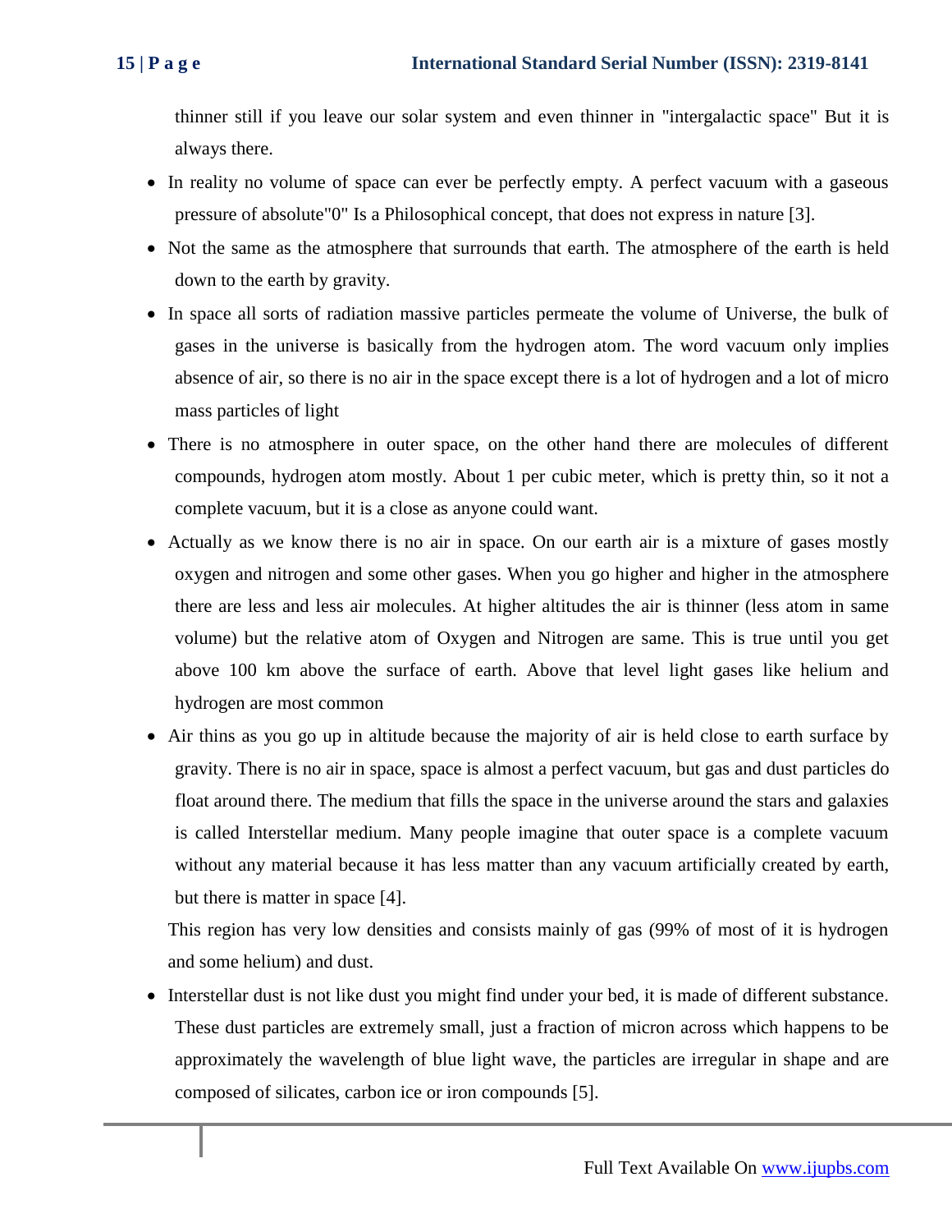thinner still if you leave our solar system and even thinner in "intergalactic space" But it is always there.

- In reality no volume of space can ever be perfectly empty. A perfect vacuum with a gaseous pressure of absolute"0" Is a Philosophical concept, that does not express in nature [3].
- Not the same as the atmosphere that surrounds that earth. The atmosphere of the earth is held down to the earth by gravity.
- In space all sorts of radiation massive particles permeate the volume of Universe, the bulk of gases in the universe is basically from the hydrogen atom. The word vacuum only implies absence of air, so there is no air in the space except there is a lot of hydrogen and a lot of micro mass particles of light
- There is no atmosphere in outer space, on the other hand there are molecules of different compounds, hydrogen atom mostly. About 1 per cubic meter, which is pretty thin, so it not a complete vacuum, but it is a close as anyone could want.
- Actually as we know there is no air in space. On our earth air is a mixture of gases mostly oxygen and nitrogen and some other gases. When you go higher and higher in the atmosphere there are less and less air molecules. At higher altitudes the air is thinner (less atom in same volume) but the relative atom of Oxygen and Nitrogen are same. This is true until you get above 100 km above the surface of earth. Above that level light gases like helium and hydrogen are most common
- Air thins as you go up in altitude because the majority of air is held close to earth surface by gravity. There is no air in space, space is almost a perfect vacuum, but gas and dust particles do float around there. The medium that fills the space in the universe around the stars and galaxies is called Interstellar medium. Many people imagine that outer space is a complete vacuum without any material because it has less matter than any vacuum artificially created by earth, but there is matter in space [4].

  This region has very low densities and consists mainly of gas (99% of most of it is hydrogen and some helium) and dust.

- Interstellar dust is not like dust you might find under your bed, it is made of different substance. These dust particles are extremely small, just a fraction of micron across which happens to be approximately the wavelength of blue light wave, the particles are irregular in shape and are composed of silicates, carbon ice or iron compounds [5].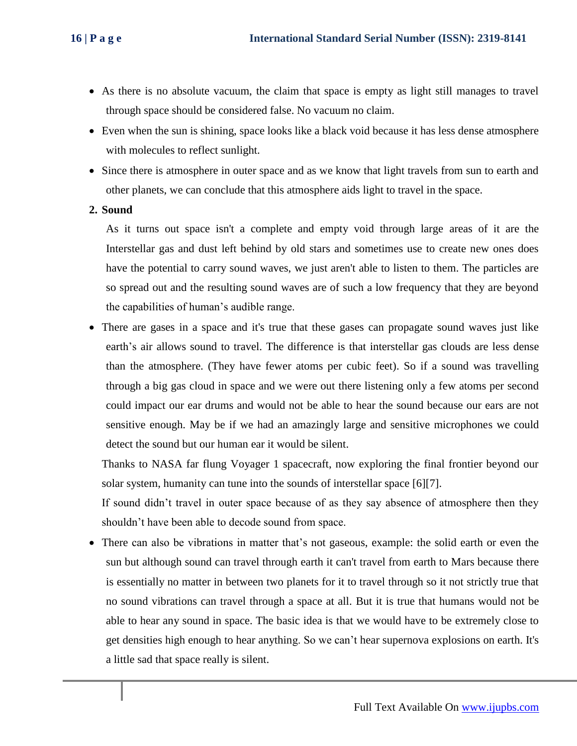- As there is no absolute vacuum, the claim that space is empty as light still manages to travel through space should be considered false. No vacuum no claim.
- Even when the sun is shining, space looks like a black void because it has less dense atmosphere with molecules to reflect sunlight.
- Since there is atmosphere in outer space and as we know that light travels from sun to earth and other planets, we can conclude that this atmosphere aids light to travel in the space.

**2. Sound**

As it turns out space isn't a complete and empty void through large areas of it are the Interstellar gas and dust left behind by old stars and sometimes use to create new ones does have the potential to carry sound waves, we just aren't able to listen to them. The particles are so spread out and the resulting sound waves are of such a low frequency that they are beyond the capabilities of human's audible range.

- There are gases in a space and it's true that these gases can propagate sound waves just like earth's air allows sound to travel. The difference is that interstellar gas clouds are less dense than the atmosphere. (They have fewer atoms per cubic feet). So if a sound was travelling through a big gas cloud in space and we were out there listening only a few atoms per second could impact our ear drums and would not be able to hear the sound because our ears are not sensitive enough. May be if we had an amazingly large and sensitive microphones we could detect the sound but our human ear it would be silent.

Thanks to NASA far flung Voyager 1 spacecraft, now exploring the final frontier beyond our solar system, humanity can tune into the sounds of interstellar space [6][7].

If sound didn't travel in outer space because of as they say absence of atmosphere then they shouldn't have been able to decode sound from space.

- There can also be vibrations in matter that's not gaseous, example: the solid earth or even the sun but although sound can travel through earth it can't travel from earth to Mars because there is essentially no matter in between two planets for it to travel through so it not strictly true that no sound vibrations can travel through a space at all. But it is true that humans would not be able to hear any sound in space. The basic idea is that we would have to be extremely close to get densities high enough to hear anything. So we can't hear supernova explosions on earth. It's a little sad that space really is silent.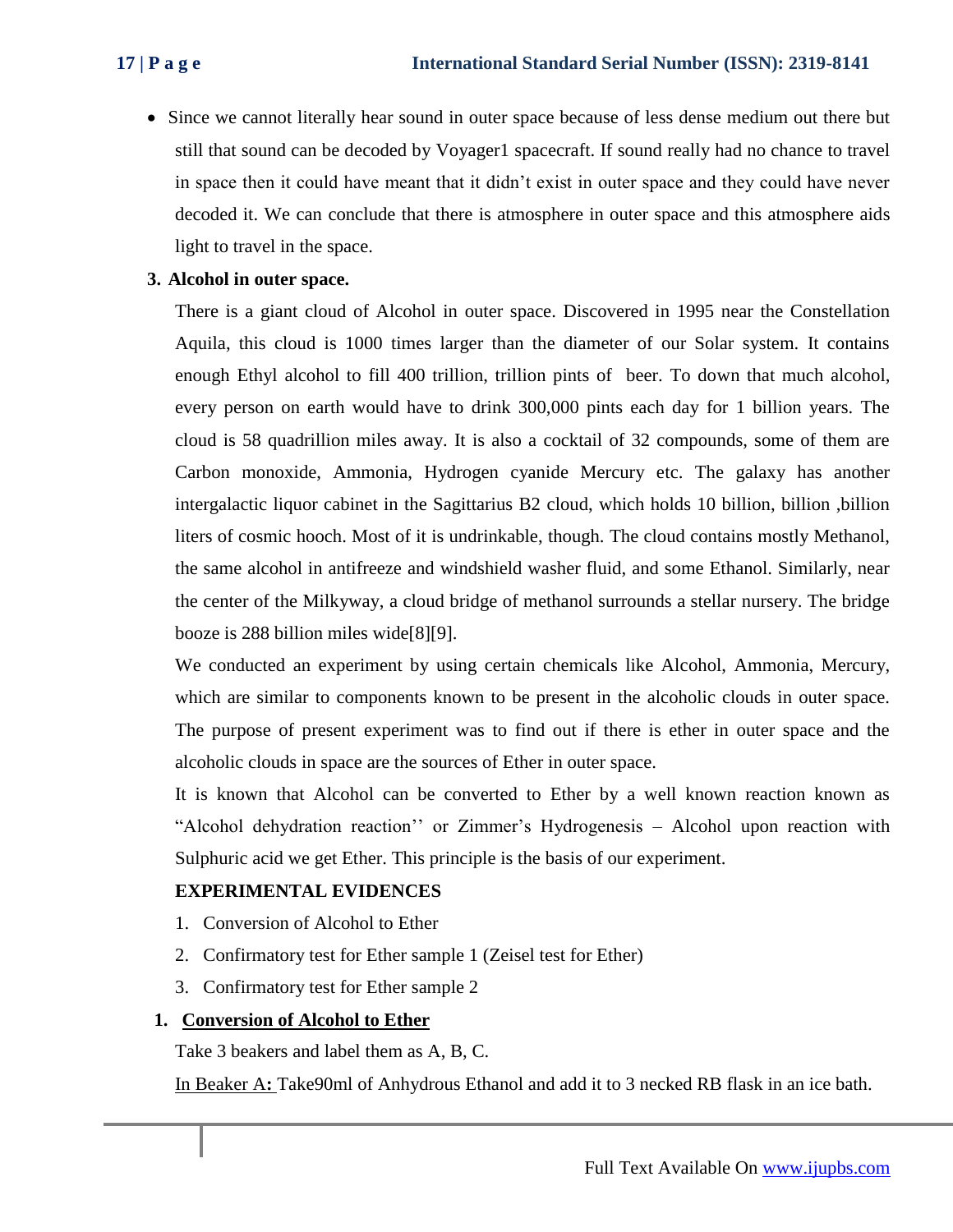- Since we cannot literally hear sound in outer space because of less dense medium out there but still that sound can be decoded by Voyager1 spacecraft. If sound really had no chance to travel in space then it could have meant that it didn't exist in outer space and they could have never decoded it. We can conclude that there is atmosphere in outer space and this atmosphere aids light to travel in the space.

### 3. Alcohol in outer space.

There is a giant cloud of Alcohol in outer space. Discovered in 1995 near the Constellation Aquila, this cloud is 1000 times larger than the diameter of our Solar system. It contains enough Ethyl alcohol to fill 400 trillion, trillion pints of beer. To down that much alcohol, every person on earth would have to drink 300,000 pints each day for 1 billion years. The cloud is 58 quadrillion miles away. It is also a cocktail of 32 compounds, some of them are Carbon monoxide, Ammonia, Hydrogen cyanide Mercury etc. The galaxy has another intergalactic liquor cabinet in the Sagittarius B2 cloud, which holds 10 billion, billion ,billion liters of cosmic hooch. Most of it is undrinkable, though. The cloud contains mostly Methanol, the same alcohol in antifreeze and windshield washer fluid, and some Ethanol. Similarly, near the center of the Milkyway, a cloud bridge of methanol surrounds a stellar nursery. The bridge booze is 288 billion miles wide[8][9].

We conducted an experiment by using certain chemicals like Alcohol, Ammonia, Mercury, which are similar to components known to be present in the alcoholic clouds in outer space. The purpose of present experiment was to find out if there is ether in outer space and the alcoholic clouds in space are the sources of Ether in outer space.

It is known that Alcohol can be converted to Ether by a well known reaction known as "Alcohol dehydration reaction'' or Zimmer's Hydrogenesis – Alcohol upon reaction with Sulphuric acid we get Ether. This principle is the basis of our experiment.

**EXPERIMENTAL EVIDENCES**

1. Conversion of Alcohol to Ether
2. Confirmatory test for Ether sample 1 (Zeisel test for Ether)
3. Confirmatory test for Ether sample 2

**1. <u>Conversion of Alcohol to Ether</u>**

Take 3 beakers and label them as A, B, C.

<u>In Beaker A</u>**:** Take90ml of Anhydrous Ethanol and add it to 3 necked RB flask in an ice bath.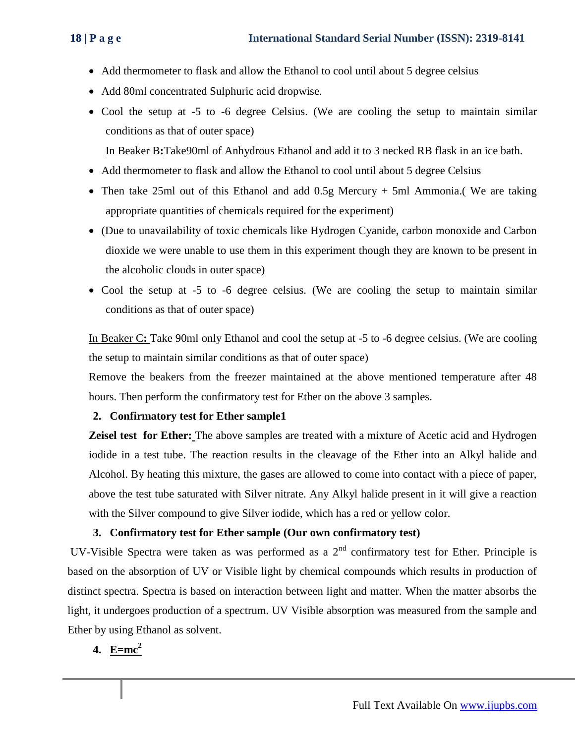- Add thermometer to flask and allow the Ethanol to cool until about 5 degree celsius
- Add 80ml concentrated Sulphuric acid dropwise.
- Cool the setup at -5 to -6 degree Celsius. (We are cooling the setup to maintain similar conditions as that of outer space)

  In Beaker B**:**Take90ml of Anhydrous Ethanol and add it to 3 necked RB flask in an ice bath.

- Add thermometer to flask and allow the Ethanol to cool until about 5 degree Celsius
- Then take 25ml out of this Ethanol and add 0.5g Mercury + 5ml Ammonia.( We are taking appropriate quantities of chemicals required for the experiment)
- (Due to unavailability of toxic chemicals like Hydrogen Cyanide, carbon monoxide and Carbon dioxide we were unable to use them in this experiment though they are known to be present in the alcoholic clouds in outer space)
- Cool the setup at -5 to -6 degree celsius. (We are cooling the setup to maintain similar conditions as that of outer space)

In Beaker C**:** Take 90ml only Ethanol and cool the setup at -5 to -6 degree celsius. (We are cooling the setup to maintain similar conditions as that of outer space)

Remove the beakers from the freezer maintained at the above mentioned temperature after 48 hours. Then perform the confirmatory test for Ether on the above 3 samples.

**2. Confirmatory test for Ether sample1**

**Zeisel test for Ether:** The above samples are treated with a mixture of Acetic acid and Hydrogen iodide in a test tube. The reaction results in the cleavage of the Ether into an Alkyl halide and Alcohol. By heating this mixture, the gases are allowed to come into contact with a piece of paper, above the test tube saturated with Silver nitrate. Any Alkyl halide present in it will give a reaction with the Silver compound to give Silver iodide, which has a red or yellow color.

**3. Confirmatory test for Ether sample (Our own confirmatory test)**

UV-Visible Spectra were taken as was performed as a 2nd confirmatory test for Ether. Principle is based on the absorption of UV or Visible light by chemical compounds which results in production of distinct spectra. Spectra is based on interaction between light and matter. When the matter absorbs the light, it undergoes production of a spectrum. UV Visible absorption was measured from the sample and Ether by using Ethanol as solvent.

**4. $E=mc^2$**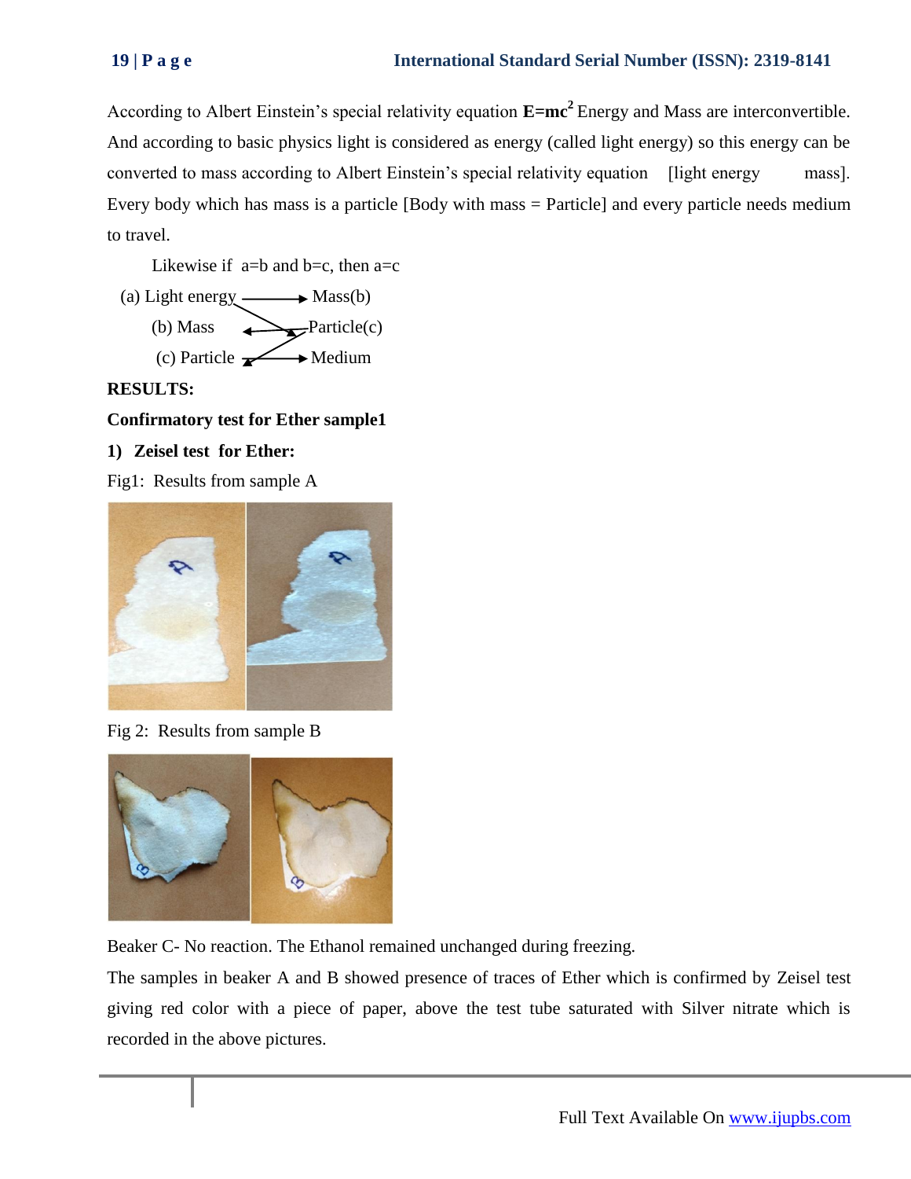According to Albert Einstein's special relativity equation **$E=mc^2$** Energy and Mass are interconvertible. And according to basic physics light is considered as energy (called light energy) so this energy can be converted to mass according to Albert Einstein's special relativity equation [light energy → mass]. Every body which has mass is a particle [Body with mass = Particle] and every particle needs medium to travel.

Likewise if a=b and b=c, then a=c

(a) Light energy → Mass(b)

(b) Mass ← Particle(c)

(c) Particle → Medium

**RESULTS:**

**Confirmatory test for Ether sample1**

**1) Zeisel test for Ether:**

Fig1: Results from sample A

Fig 2: Results from sample B

Beaker C- No reaction. The Ethanol remained unchanged during freezing.

The samples in beaker A and B showed presence of traces of Ether which is confirmed by Zeisel test giving red color with a piece of paper, above the test tube saturated with Silver nitrate which is recorded in the above pictures.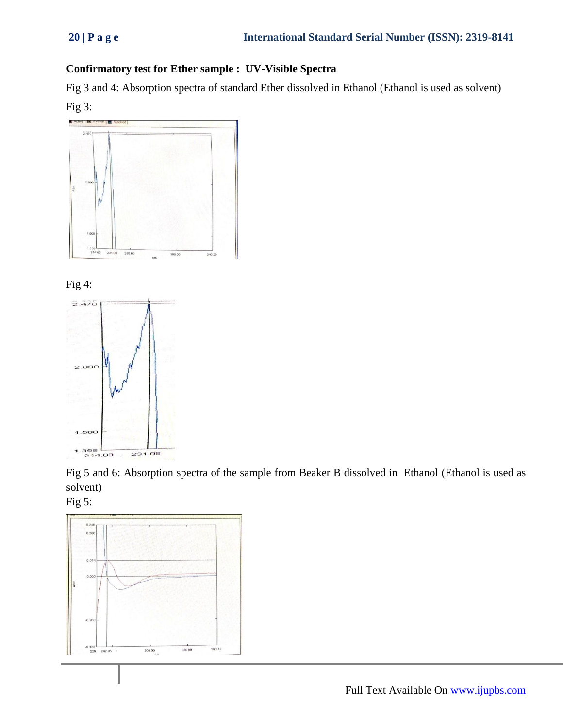**Confirmatory test for Ether sample : UV-Visible Spectra**

Fig 3 and 4: Absorption spectra of standard Ether dissolved in Ethanol (Ethanol is used as solvent)

Fig 3:

Fig 4:

Fig 5 and 6: Absorption spectra of the sample from Beaker B dissolved in Ethanol (Ethanol is used as solvent)

Fig 5: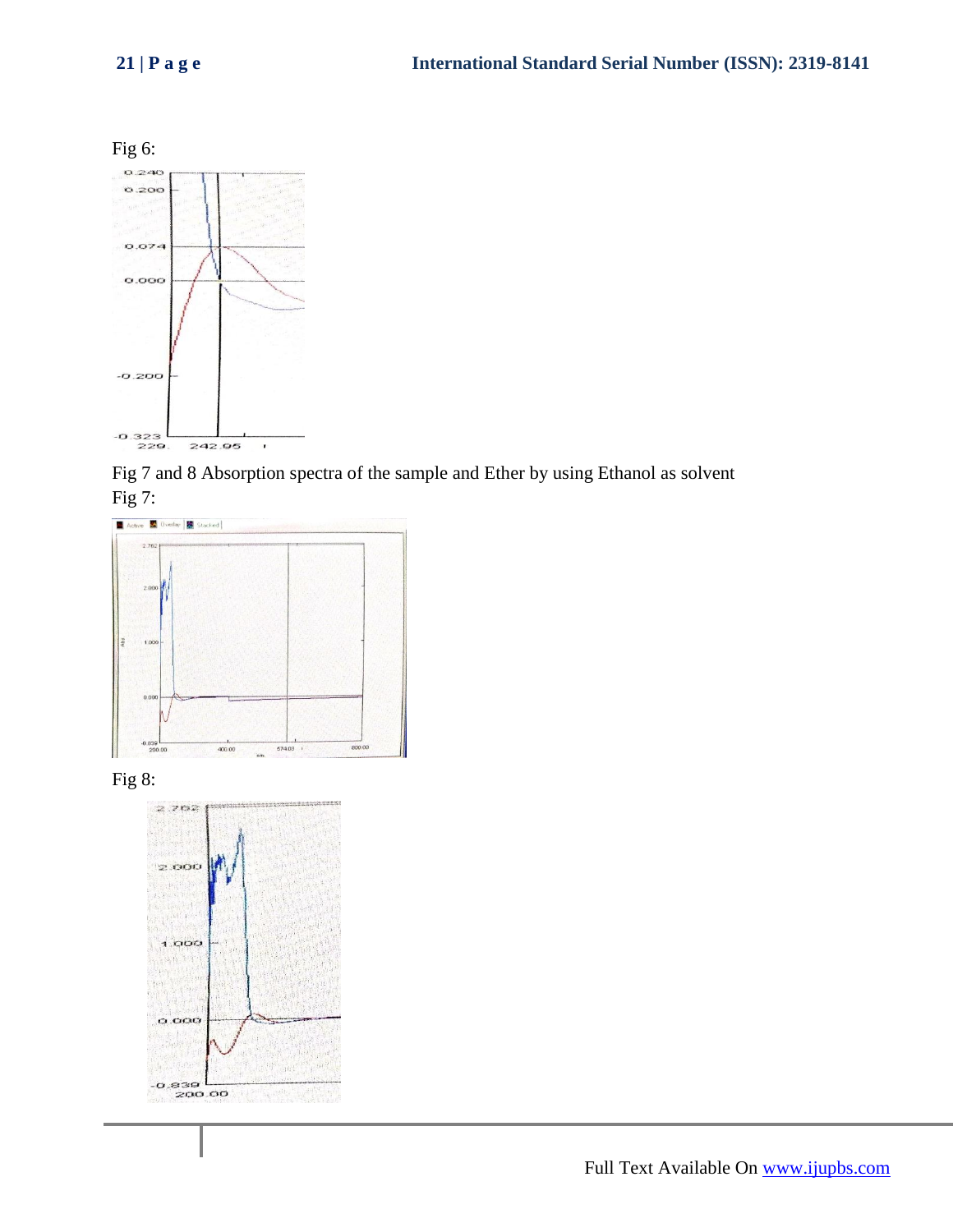Fig 6:

Fig 7 and 8 Absorption spectra of the sample and Ether by using Ethanol as solvent

Fig 7:

Fig 8: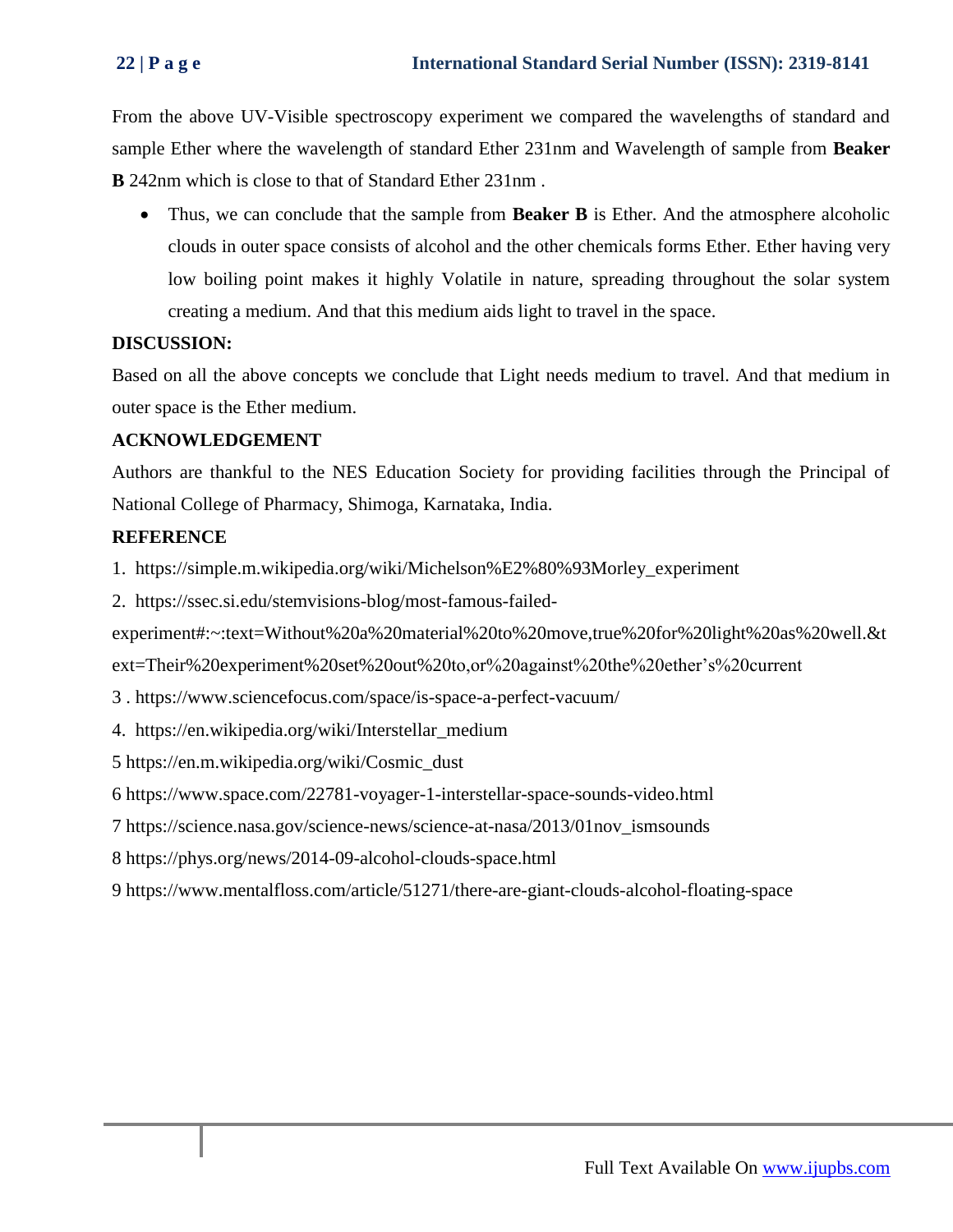From the above UV-Visible spectroscopy experiment we compared the wavelengths of standard and sample Ether where the wavelength of standard Ether 231nm and Wavelength of sample from **Beaker B** 242nm which is close to that of Standard Ether 231nm .

- Thus, we can conclude that the sample from **Beaker B** is Ether. And the atmosphere alcoholic clouds in outer space consists of alcohol and the other chemicals forms Ether. Ether having very low boiling point makes it highly Volatile in nature, spreading throughout the solar system creating a medium. And that this medium aids light to travel in the space.

**DISCUSSION:**

Based on all the above concepts we conclude that Light needs medium to travel. And that medium in outer space is the Ether medium.

**ACKNOWLEDGEMENT**

Authors are thankful to the NES Education Society for providing facilities through the Principal of National College of Pharmacy, Shimoga, Karnataka, India.

**REFERENCE**

1. https://simple.m.wikipedia.org/wiki/Michelson%E2%80%93Morley_experiment
2. https://ssec.si.edu/stemvisions-blog/most-famous-failed-experiment#:~:text=Without%20a%20material%20to%20move,true%20for%20light%20as%20well.&text=Their%20experiment%20set%20out%20to,or%20against%20the%20ether's%20current
3. https://www.sciencefocus.com/space/is-space-a-perfect-vacuum/
4. https://en.wikipedia.org/wiki/Interstellar_medium
5. https://en.m.wikipedia.org/wiki/Cosmic_dust
6. https://www.space.com/22781-voyager-1-interstellar-space-sounds-video.html
7. https://science.nasa.gov/science-news/science-at-nasa/2013/01nov_ismsounds
8. https://phys.org/news/2014-09-alcohol-clouds-space.html
9. https://www.mentalfloss.com/article/51271/there-are-giant-clouds-alcohol-floating-space